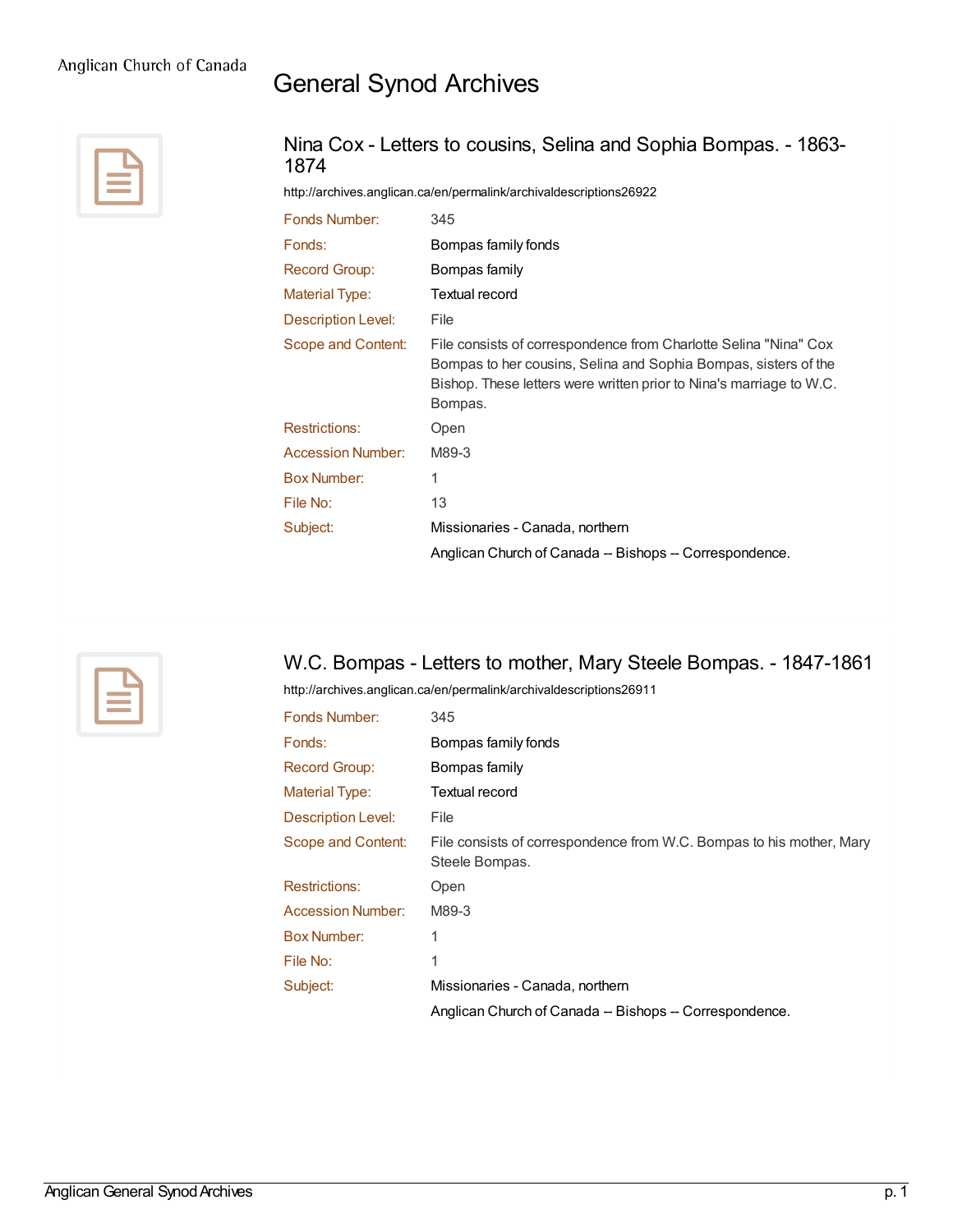Anglican Church of Canada

# General Synod Archives

## Nina Cox - Letters to cousins, Selina and Sophia Bompas. - 1863-1874

http://archives.anglican.ca/en/permalink/archivaldescriptions26922

| | |
|---|---|
| Fonds Number: | 345 |
| Fonds: | Bompas family fonds |
| Record Group: | Bompas family |
| Material Type: | Textual record |
| Description Level: | File |
| Scope and Content: | File consists of correspondence from Charlotte Selina "Nina" Cox Bompas to her cousins, Selina and Sophia Bompas, sisters of the Bishop. These letters were written prior to Nina's marriage to W.C. Bompas. |
| Restrictions: | Open |
| Accession Number: | M89-3 |
| Box Number: | 1 |
| File No: | 13 |
| Subject: | Missionaries - Canada, northern |
| | Anglican Church of Canada -- Bishops -- Correspondence. |

## W.C. Bompas - Letters to mother, Mary Steele Bompas. - 1847-1861

http://archives.anglican.ca/en/permalink/archivaldescriptions26911

| | |
|---|---|
| Fonds Number: | 345 |
| Fonds: | Bompas family fonds |
| Record Group: | Bompas family |
| Material Type: | Textual record |
| Description Level: | File |
| Scope and Content: | File consists of correspondence from W.C. Bompas to his mother, Mary Steele Bompas. |
| Restrictions: | Open |
| Accession Number: | M89-3 |
| Box Number: | 1 |
| File No: | 1 |
| Subject: | Missionaries - Canada, northern |
| | Anglican Church of Canada -- Bishops -- Correspondence. |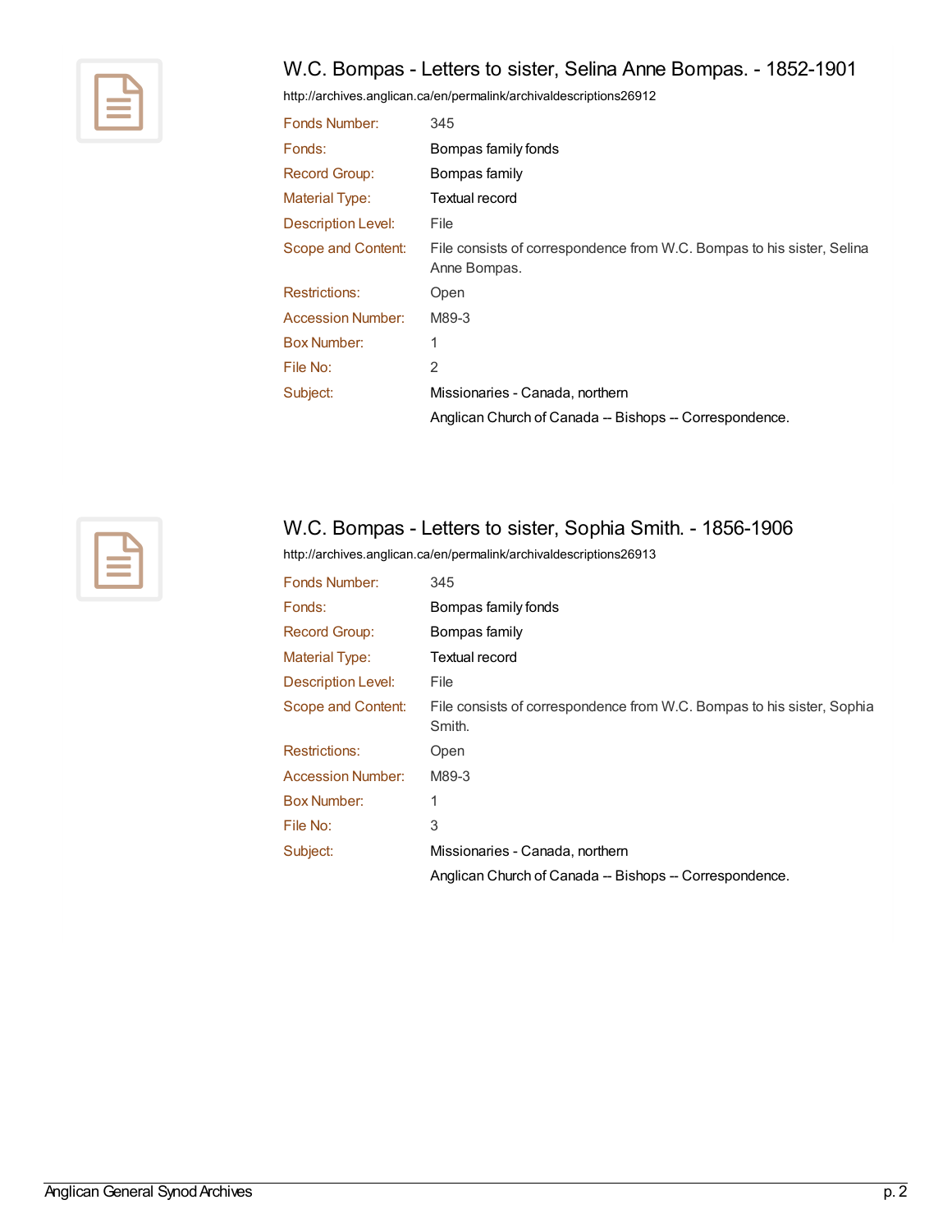## W.C. Bompas - Letters to sister, Selina Anne Bompas. - 1852-1901

http://archives.anglican.ca/en/permalink/archivaldescriptions26912

| | |
|---|---|
| Fonds Number: | 345 |
| Fonds: | Bompas family fonds |
| Record Group: | Bompas family |
| Material Type: | Textual record |
| Description Level: | File |
| Scope and Content: | File consists of correspondence from W.C. Bompas to his sister, Selina Anne Bompas. |
| Restrictions: | Open |
| Accession Number: | M89-3 |
| Box Number: | 1 |
| File No: | 2 |
| Subject: | Missionaries - Canada, northern |
| | Anglican Church of Canada -- Bishops -- Correspondence. |

## W.C. Bompas - Letters to sister, Sophia Smith. - 1856-1906

http://archives.anglican.ca/en/permalink/archivaldescriptions26913

| | |
|---|---|
| Fonds Number: | 345 |
| Fonds: | Bompas family fonds |
| Record Group: | Bompas family |
| Material Type: | Textual record |
| Description Level: | File |
| Scope and Content: | File consists of correspondence from W.C. Bompas to his sister, Sophia Smith. |
| Restrictions: | Open |
| Accession Number: | M89-3 |
| Box Number: | 1 |
| File No: | 3 |
| Subject: | Missionaries - Canada, northern |
| | Anglican Church of Canada -- Bishops -- Correspondence. |